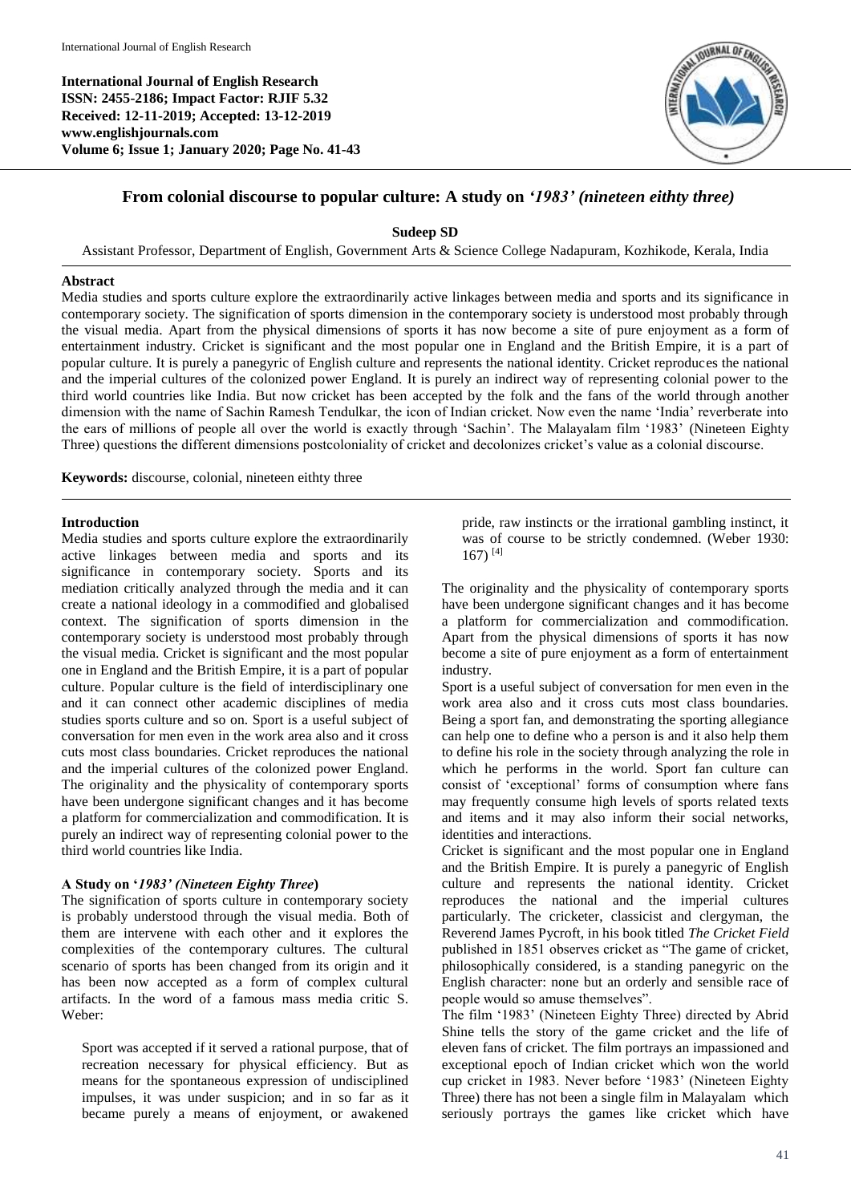**International Journal of English Research**
**ISSN: 2455-2186; Impact Factor: RJIF 5.32**
**Received: 12-11-2019; Accepted: 13-12-2019**
**www.englishjournals.com**
**Volume 6; Issue 1; January 2020; Page No. 41-43**

# From colonial discourse to popular culture: A study on *'1983' (nineteen eithty three)*

**Sudeep SD**

Assistant Professor, Department of English, Government Arts & Science College Nadapuram, Kozhikode, Kerala, India

## Abstract

Media studies and sports culture explore the extraordinarily active linkages between media and sports and its significance in contemporary society. The signification of sports dimension in the contemporary society is understood most probably through the visual media. Apart from the physical dimensions of sports it has now become a site of pure enjoyment as a form of entertainment industry. Cricket is significant and the most popular one in England and the British Empire, it is a part of popular culture. It is purely a panegyric of English culture and represents the national identity. Cricket reproduces the national and the imperial cultures of the colonized power England. It is purely an indirect way of representing colonial power to the third world countries like India. But now cricket has been accepted by the folk and the fans of the world through another dimension with the name of Sachin Ramesh Tendulkar, the icon of Indian cricket. Now even the name 'India' reverberate into the ears of millions of people all over the world is exactly through 'Sachin'. The Malayalam film '1983' (Nineteen Eighty Three) questions the different dimensions postcoloniality of cricket and decolonizes cricket's value as a colonial discourse.

**Keywords:** discourse, colonial, nineteen eithty three

## Introduction

Media studies and sports culture explore the extraordinarily active linkages between media and sports and its significance in contemporary society. Sports and its mediation critically analyzed through the media and it can create a national ideology in a commodified and globalised context. The signification of sports dimension in the contemporary society is understood most probably through the visual media. Cricket is significant and the most popular one in England and the British Empire, it is a part of popular culture. Popular culture is the field of interdisciplinary one and it can connect other academic disciplines of media studies sports culture and so on. Sport is a useful subject of conversation for men even in the work area also and it cross cuts most class boundaries. Cricket reproduces the national and the imperial cultures of the colonized power England. The originality and the physicality of contemporary sports have been undergone significant changes and it has become a platform for commercialization and commodification. It is purely an indirect way of representing colonial power to the third world countries like India.

## A Study on '*1983' (Nineteen Eighty Three*)

The signification of sports culture in contemporary society is probably understood through the visual media. Both of them are intervene with each other and it explores the complexities of the contemporary cultures. The cultural scenario of sports has been changed from its origin and it has been now accepted as a form of complex cultural artifacts. In the word of a famous mass media critic S. Weber:

> Sport was accepted if it served a rational purpose, that of recreation necessary for physical efficiency. But as means for the spontaneous expression of undisciplined impulses, it was under suspicion; and in so far as it became purely a means of enjoyment, or awakened pride, raw instincts or the irrational gambling instinct, it was of course to be strictly condemned. (Weber 1930: 167) [4]

The originality and the physicality of contemporary sports have been undergone significant changes and it has become a platform for commercialization and commodification. Apart from the physical dimensions of sports it has now become a site of pure enjoyment as a form of entertainment industry.

Sport is a useful subject of conversation for men even in the work area also and it cross cuts most class boundaries. Being a sport fan, and demonstrating the sporting allegiance can help one to define who a person is and it also help them to define his role in the society through analyzing the role in which he performs in the world. Sport fan culture can consist of 'exceptional' forms of consumption where fans may frequently consume high levels of sports related texts and items and it may also inform their social networks, identities and interactions.

Cricket is significant and the most popular one in England and the British Empire. It is purely a panegyric of English culture and represents the national identity. Cricket reproduces the national and the imperial cultures particularly. The cricketer, classicist and clergyman, the Reverend James Pycroft, in his book titled *The Cricket Field* published in 1851 observes cricket as "The game of cricket, philosophically considered, is a standing panegyric on the English character: none but an orderly and sensible race of people would so amuse themselves".

The film '1983' (Nineteen Eighty Three) directed by Abrid Shine tells the story of the game cricket and the life of eleven fans of cricket. The film portrays an impassioned and exceptional epoch of Indian cricket which won the world cup cricket in 1983. Never before '1983' (Nineteen Eighty Three) there has not been a single film in Malayalam which seriously portrays the games like cricket which have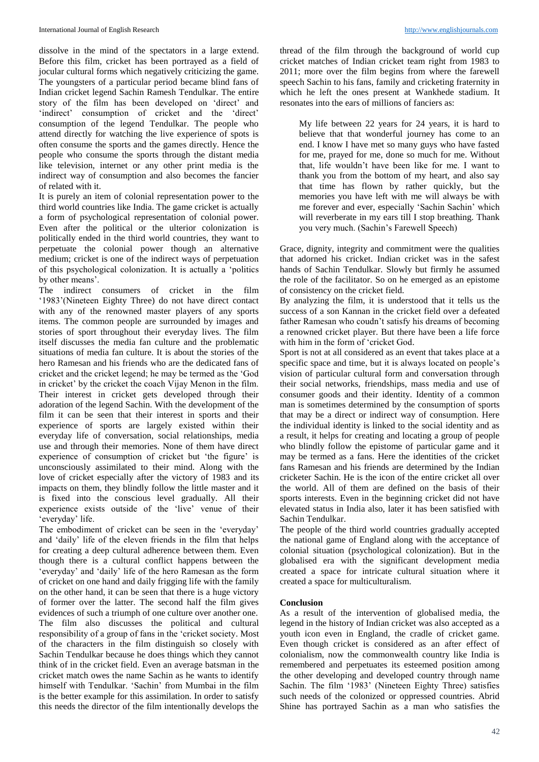dissolve in the mind of the spectators in a large extend. Before this film, cricket has been portrayed as a field of jocular cultural forms which negatively criticizing the game. The youngsters of a particular period became blind fans of Indian cricket legend Sachin Ramesh Tendulkar. The entire story of the film has been developed on 'direct' and 'indirect' consumption of cricket and the 'direct' consumption of the legend Tendulkar. The people who attend directly for watching the live experience of spots is often consume the sports and the games directly. Hence the people who consume the sports through the distant media like television, internet or any other print media is the indirect way of consumption and also becomes the fancier of related with it.

It is purely an item of colonial representation power to the third world countries like India. The game cricket is actually a form of psychological representation of colonial power. Even after the political or the ulterior colonization is politically ended in the third world countries, they want to perpetuate the colonial power though an alternative medium; cricket is one of the indirect ways of perpetuation of this psychological colonization. It is actually a 'politics by other means'.

The indirect consumers of cricket in the film '1983'(Nineteen Eighty Three) do not have direct contact with any of the renowned master players of any sports items. The common people are surrounded by images and stories of sport throughout their everyday lives. The film itself discusses the media fan culture and the problematic situations of media fan culture. It is about the stories of the hero Ramesan and his friends who are the dedicated fans of cricket and the cricket legend; he may be termed as the 'God in cricket' by the cricket the coach Vijay Menon in the film. Their interest in cricket gets developed through their adoration of the legend Sachin. With the development of the film it can be seen that their interest in sports and their experience of sports are largely existed within their everyday life of conversation, social relationships, media use and through their memories. None of them have direct experience of consumption of cricket but 'the figure' is unconsciously assimilated to their mind. Along with the love of cricket especially after the victory of 1983 and its impacts on them, they blindly follow the little master and it is fixed into the conscious level gradually. All their experience exists outside of the 'live' venue of their 'everyday' life.

The embodiment of cricket can be seen in the 'everyday' and 'daily' life of the eleven friends in the film that helps for creating a deep cultural adherence between them. Even though there is a cultural conflict happens between the 'everyday' and 'daily' life of the hero Ramesan as the form of cricket on one hand and daily frigging life with the family on the other hand, it can be seen that there is a huge victory of former over the latter. The second half the film gives evidences of such a triumph of one culture over another one. The film also discusses the political and cultural responsibility of a group of fans in the 'cricket society. Most of the characters in the film distinguish so closely with Sachin Tendulkar because he does things which they cannot think of in the cricket field. Even an average batsman in the cricket match owes the name Sachin as he wants to identify himself with Tendulkar. 'Sachin' from Mumbai in the film is the better example for this assimilation. In order to satisfy this needs the director of the film intentionally develops the thread of the film through the background of world cup cricket matches of Indian cricket team right from 1983 to 2011; more over the film begins from where the farewell speech Sachin to his fans, family and cricketing fraternity in which he left the ones present at Wankhede stadium. It resonates into the ears of millions of fanciers as:

> My life between 22 years for 24 years, it is hard to believe that that wonderful journey has come to an end. I know I have met so many guys who have fasted for me, prayed for me, done so much for me. Without that, life wouldn't have been like for me. I want to thank you from the bottom of my heart, and also say that time has flown by rather quickly, but the memories you have left with me will always be with me forever and ever, especially 'Sachin Sachin' which will reverberate in my ears till I stop breathing. Thank you very much. (Sachin's Farewell Speech)

Grace, dignity, integrity and commitment were the qualities that adorned his cricket. Indian cricket was in the safest hands of Sachin Tendulkar. Slowly but firmly he assumed the role of the facilitator. So on he emerged as an epistome of consistency on the cricket field.

By analyzing the film, it is understood that it tells us the success of a son Kannan in the cricket field over a defeated father Ramesan who coudn't satisfy his dreams of becoming a renowned cricket player. But there have been a life force with him in the form of 'cricket God.

Sport is not at all considered as an event that takes place at a specific space and time, but it is always located on people's vision of particular cultural form and conversation through their social networks, friendships, mass media and use of consumer goods and their identity. Identity of a common man is sometimes determined by the consumption of sports that may be a direct or indirect way of consumption. Here the individual identity is linked to the social identity and as a result, it helps for creating and locating a group of people who blindly follow the epistome of particular game and it may be termed as a fans. Here the identities of the cricket fans Ramesan and his friends are determined by the Indian cricketer Sachin. He is the icon of the entire cricket all over the world. All of them are defined on the basis of their sports interests. Even in the beginning cricket did not have elevated status in India also, later it has been satisfied with Sachin Tendulkar.

The people of the third world countries gradually accepted the national game of England along with the acceptance of colonial situation (psychological colonization). But in the globalised era with the significant development media created a space for intricate cultural situation where it created a space for multiculturalism.

## Conclusion

As a result of the intervention of globalised media, the legend in the history of Indian cricket was also accepted as a youth icon even in England, the cradle of cricket game. Even though cricket is considered as an after effect of colonialism, now the commonwealth country like India is remembered and perpetuates its esteemed position among the other developing and developed country through name Sachin. The film '1983' (Nineteen Eighty Three) satisfies such needs of the colonized or oppressed countries. Abrid Shine has portrayed Sachin as a man who satisfies the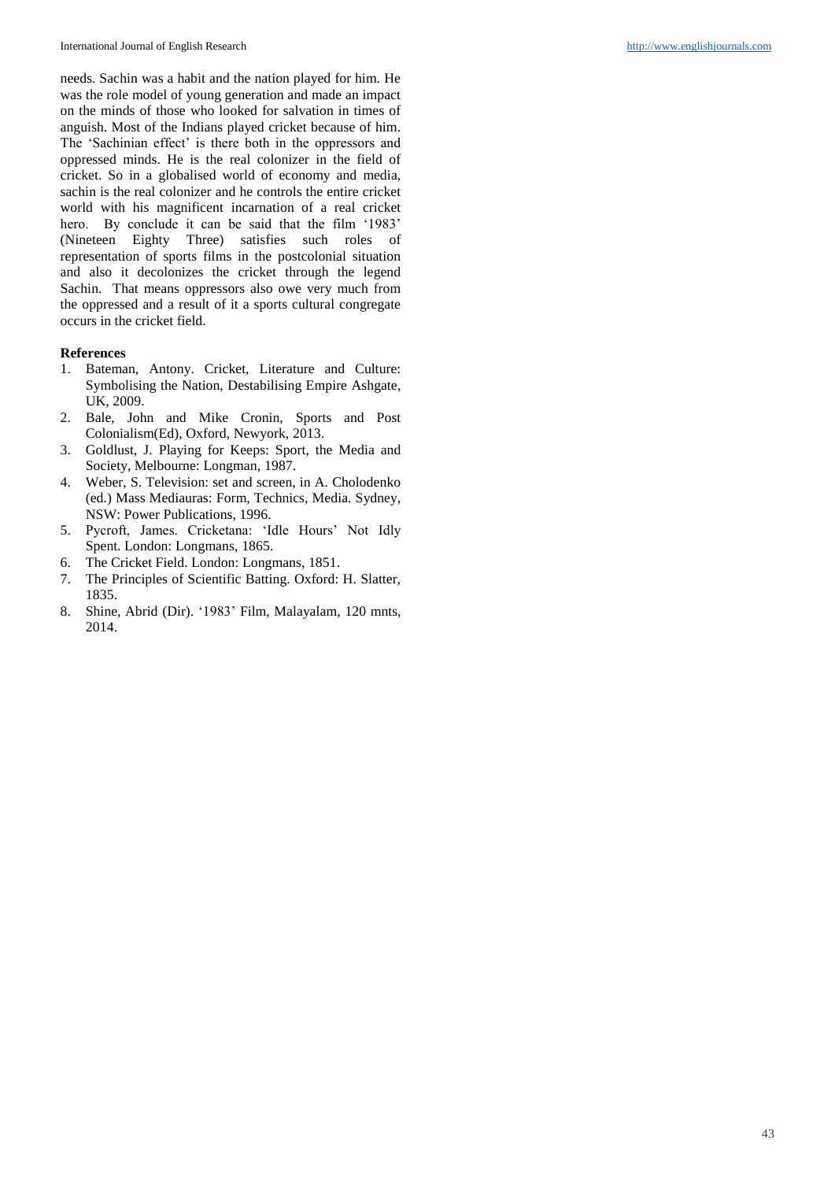needs. Sachin was a habit and the nation played for him. He was the role model of young generation and made an impact on the minds of those who looked for salvation in times of anguish. Most of the Indians played cricket because of him. The 'Sachinian effect' is there both in the oppressors and oppressed minds. He is the real colonizer in the field of cricket. So in a globalised world of economy and media, sachin is the real colonizer and he controls the entire cricket world with his magnificent incarnation of a real cricket hero. By conclude it can be said that the film '1983' (Nineteen Eighty Three) satisfies such roles of representation of sports films in the postcolonial situation and also it decolonizes the cricket through the legend Sachin. That means oppressors also owe very much from the oppressed and a result of it a sports cultural congregate occurs in the cricket field.

**References**

1. Bateman, Antony. Cricket, Literature and Culture: Symbolising the Nation, Destabilising Empire Ashgate, UK, 2009.
2. Bale, John and Mike Cronin, Sports and Post Colonialism(Ed), Oxford, Newyork, 2013.
3. Goldlust, J. Playing for Keeps: Sport, the Media and Society, Melbourne: Longman, 1987.
4. Weber, S. Television: set and screen, in A. Cholodenko (ed.) Mass Mediauras: Form, Technics, Media. Sydney, NSW: Power Publications, 1996.
5. Pycroft, James. Cricketana: 'Idle Hours' Not Idly Spent. London: Longmans, 1865.
6. The Cricket Field. London: Longmans, 1851.
7. The Principles of Scientific Batting. Oxford: H. Slatter, 1835.
8. Shine, Abrid (Dir). '1983' Film, Malayalam, 120 mnts, 2014.